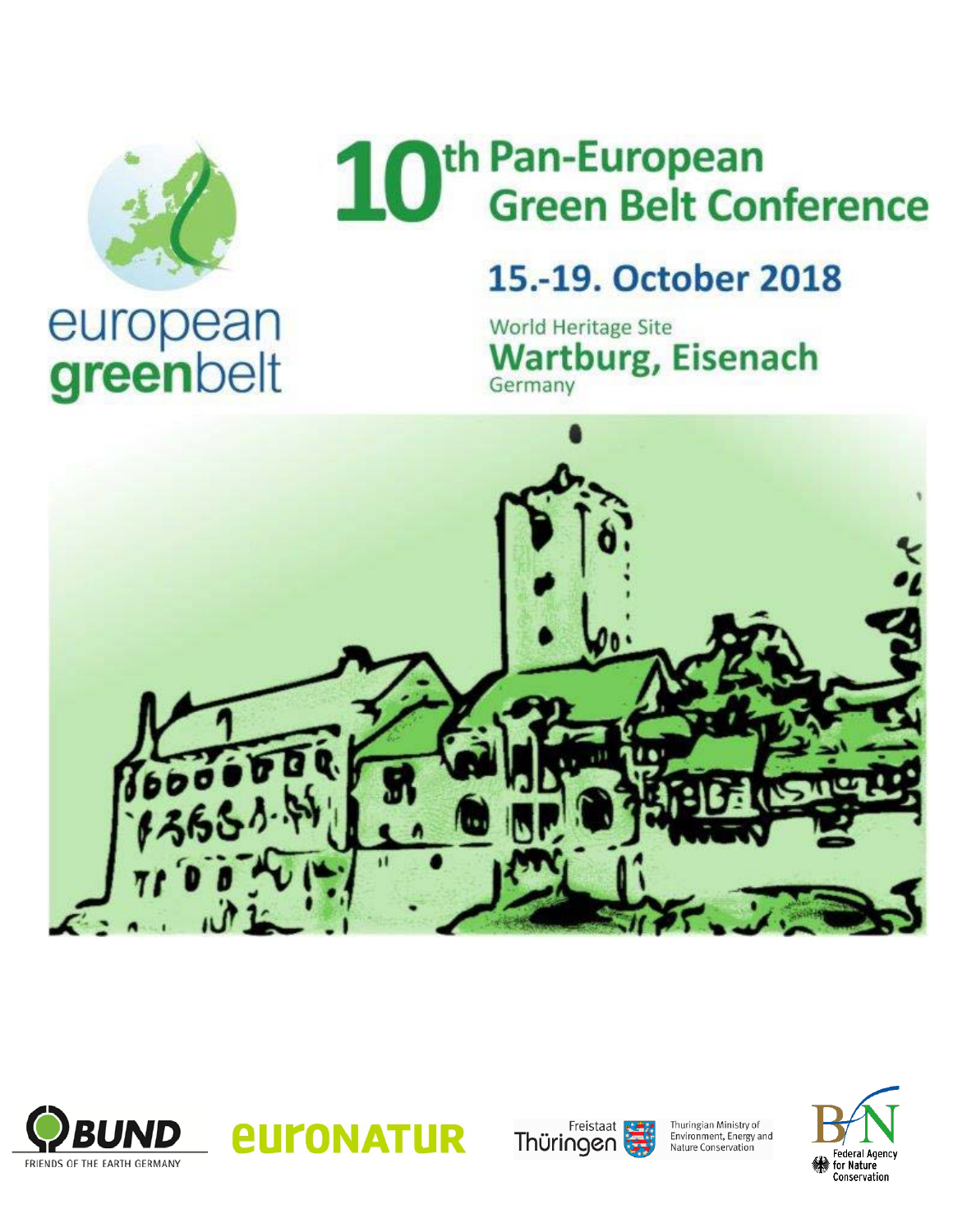european
**green**belt

# 10th Pan-European Green Belt Conference

## 15.-19. October 2018

World Heritage Site
**Wartburg, Eisenach**
Germany

BUND
FRIENDS OF THE EARTH GERMANY

euronatur

Freistaat Thüringen

Thuringian Ministry of Environment, Energy and Nature Conservation

BfN
Federal Agency for Nature Conservation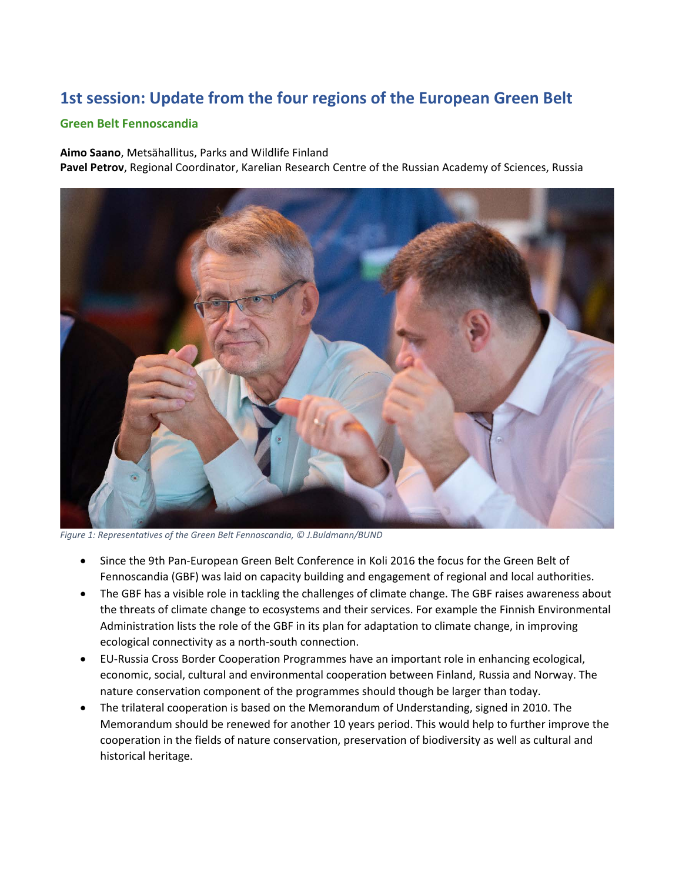# 1st session: Update from the four regions of the European Green Belt

## Green Belt Fennoscandia

**Aimo Saano**, Metsähallitus, Parks and Wildlife Finland
**Pavel Petrov**, Regional Coordinator, Karelian Research Centre of the Russian Academy of Sciences, Russia

*Figure 1: Representatives of the Green Belt Fennoscandia, © J.Buldmann/BUND*

- Since the 9th Pan-European Green Belt Conference in Koli 2016 the focus for the Green Belt of Fennoscandia (GBF) was laid on capacity building and engagement of regional and local authorities.
- The GBF has a visible role in tackling the challenges of climate change. The GBF raises awareness about the threats of climate change to ecosystems and their services. For example the Finnish Environmental Administration lists the role of the GBF in its plan for adaptation to climate change, in improving ecological connectivity as a north-south connection.
- EU-Russia Cross Border Cooperation Programmes have an important role in enhancing ecological, economic, social, cultural and environmental cooperation between Finland, Russia and Norway. The nature conservation component of the programmes should though be larger than today.
- The trilateral cooperation is based on the Memorandum of Understanding, signed in 2010. The Memorandum should be renewed for another 10 years period. This would help to further improve the cooperation in the fields of nature conservation, preservation of biodiversity as well as cultural and historical heritage.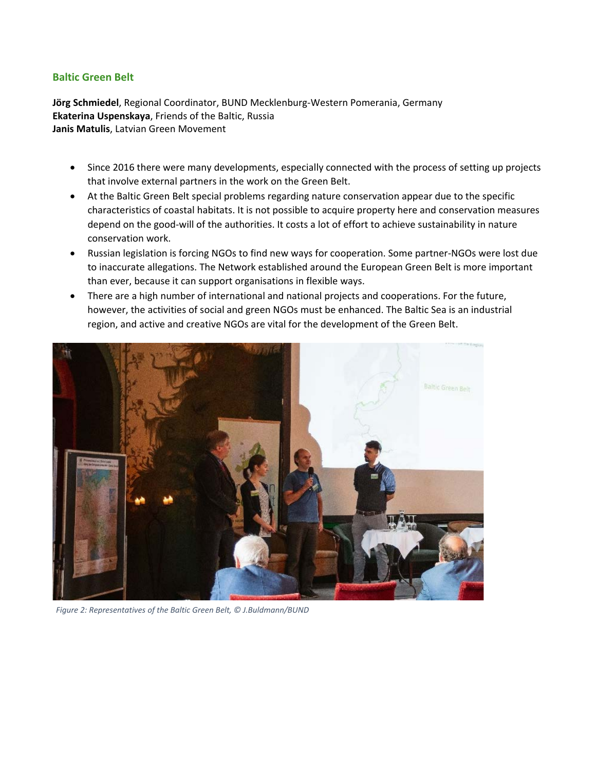### Baltic Green Belt

**Jörg Schmiedel**, Regional Coordinator, BUND Mecklenburg-Western Pomerania, Germany
**Ekaterina Uspenskaya**, Friends of the Baltic, Russia
**Janis Matulis**, Latvian Green Movement

- Since 2016 there were many developments, especially connected with the process of setting up projects that involve external partners in the work on the Green Belt.
- At the Baltic Green Belt special problems regarding nature conservation appear due to the specific characteristics of coastal habitats. It is not possible to acquire property here and conservation measures depend on the good-will of the authorities. It costs a lot of effort to achieve sustainability in nature conservation work.
- Russian legislation is forcing NGOs to find new ways for cooperation. Some partner-NGOs were lost due to inaccurate allegations. The Network established around the European Green Belt is more important than ever, because it can support organisations in flexible ways.
- There are a high number of international and national projects and cooperations. For the future, however, the activities of social and green NGOs must be enhanced. The Baltic Sea is an industrial region, and active and creative NGOs are vital for the development of the Green Belt.

*Figure 2: Representatives of the Baltic Green Belt, © J.Buldmann/BUND*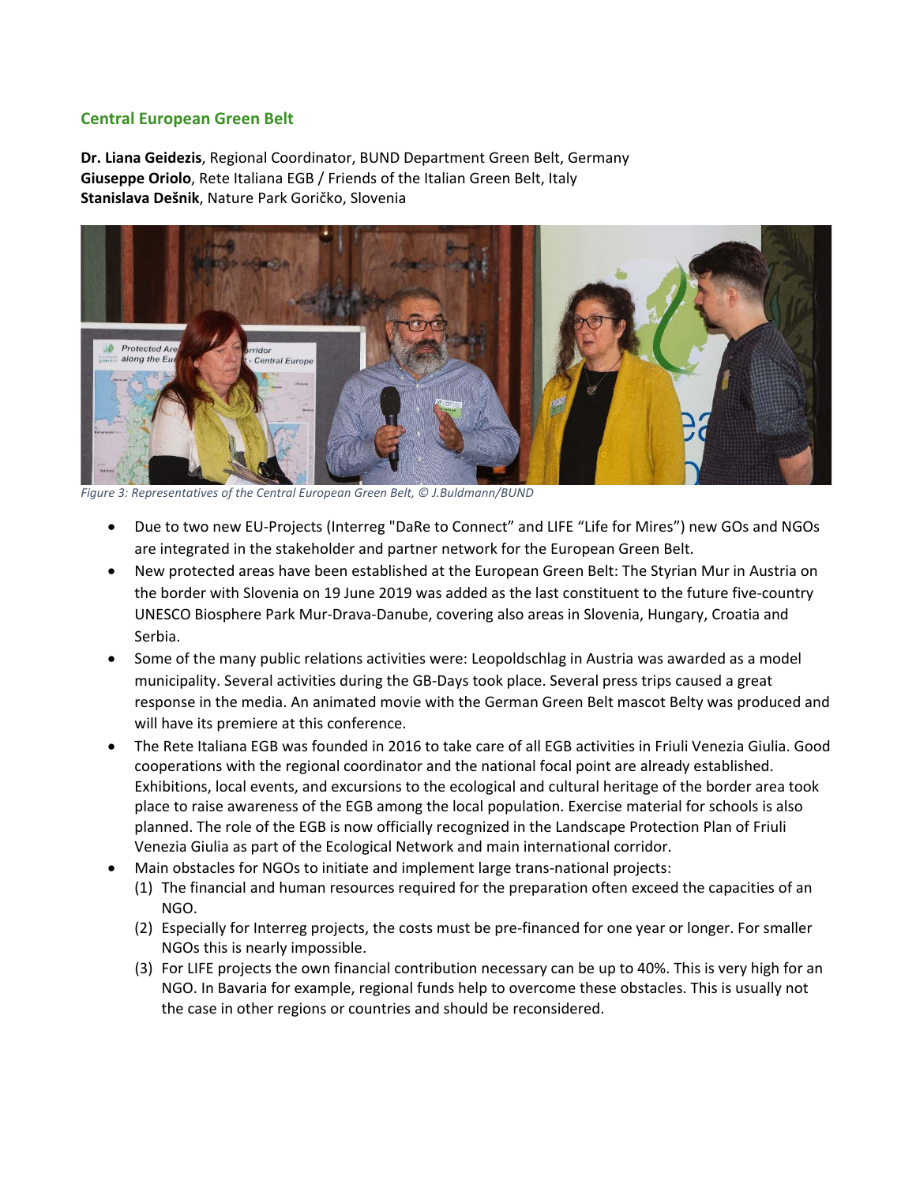## Central European Green Belt

**Dr. Liana Geidezis**, Regional Coordinator, BUND Department Green Belt, Germany
**Giuseppe Oriolo**, Rete Italiana EGB / Friends of the Italian Green Belt, Italy
**Stanislava Dešnik**, Nature Park Goričko, Slovenia

*Figure 3: Representatives of the Central European Green Belt, © J.Buldmann/BUND*

- Due to two new EU-Projects (Interreg "DaRe to Connect" and LIFE "Life for Mires") new GOs and NGOs are integrated in the stakeholder and partner network for the European Green Belt.
- New protected areas have been established at the European Green Belt: The Styrian Mur in Austria on the border with Slovenia on 19 June 2019 was added as the last constituent to the future five-country UNESCO Biosphere Park Mur-Drava-Danube, covering also areas in Slovenia, Hungary, Croatia and Serbia.
- Some of the many public relations activities were: Leopoldschlag in Austria was awarded as a model municipality. Several activities during the GB-Days took place. Several press trips caused a great response in the media. An animated movie with the German Green Belt mascot Belty was produced and will have its premiere at this conference.
- The Rete Italiana EGB was founded in 2016 to take care of all EGB activities in Friuli Venezia Giulia. Good cooperations with the regional coordinator and the national focal point are already established. Exhibitions, local events, and excursions to the ecological and cultural heritage of the border area took place to raise awareness of the EGB among the local population. Exercise material for schools is also planned. The role of the EGB is now officially recognized in the Landscape Protection Plan of Friuli Venezia Giulia as part of the Ecological Network and main international corridor.
- Main obstacles for NGOs to initiate and implement large trans-national projects:
  (1) The financial and human resources required for the preparation often exceed the capacities of an NGO.
  (2) Especially for Interreg projects, the costs must be pre-financed for one year or longer. For smaller NGOs this is nearly impossible.
  (3) For LIFE projects the own financial contribution necessary can be up to 40%. This is very high for an NGO. In Bavaria for example, regional funds help to overcome these obstacles. This is usually not the case in other regions or countries and should be reconsidered.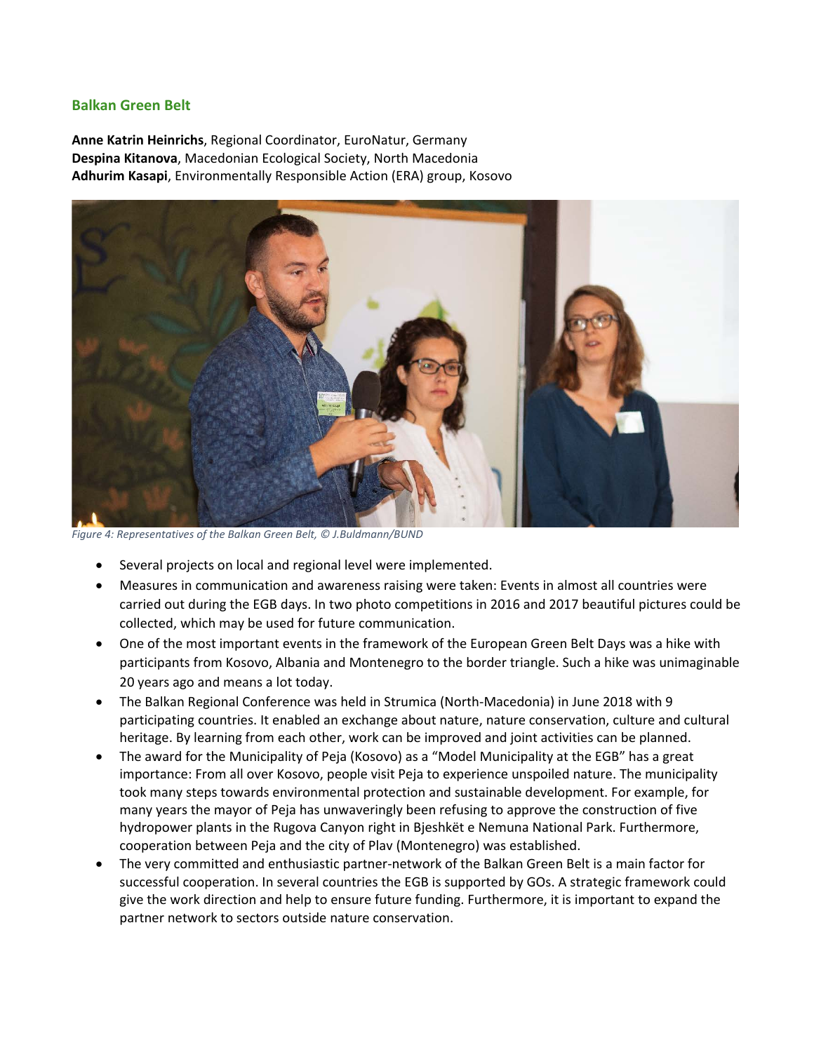## Balkan Green Belt

**Anne Katrin Heinrichs**, Regional Coordinator, EuroNatur, Germany
**Despina Kitanova**, Macedonian Ecological Society, North Macedonia
**Adhurim Kasapi**, Environmentally Responsible Action (ERA) group, Kosovo

*Figure 4: Representatives of the Balkan Green Belt, © J.Buldmann/BUND*

- Several projects on local and regional level were implemented.
- Measures in communication and awareness raising were taken: Events in almost all countries were carried out during the EGB days. In two photo competitions in 2016 and 2017 beautiful pictures could be collected, which may be used for future communication.
- One of the most important events in the framework of the European Green Belt Days was a hike with participants from Kosovo, Albania and Montenegro to the border triangle. Such a hike was unimaginable 20 years ago and means a lot today.
- The Balkan Regional Conference was held in Strumica (North-Macedonia) in June 2018 with 9 participating countries. It enabled an exchange about nature, nature conservation, culture and cultural heritage. By learning from each other, work can be improved and joint activities can be planned.
- The award for the Municipality of Peja (Kosovo) as a "Model Municipality at the EGB" has a great importance: From all over Kosovo, people visit Peja to experience unspoiled nature. The municipality took many steps towards environmental protection and sustainable development. For example, for many years the mayor of Peja has unwaveringly been refusing to approve the construction of five hydropower plants in the Rugova Canyon right in Bjeshkët e Nemuna National Park. Furthermore, cooperation between Peja and the city of Plav (Montenegro) was established.
- The very committed and enthusiastic partner-network of the Balkan Green Belt is a main factor for successful cooperation. In several countries the EGB is supported by GOs. A strategic framework could give the work direction and help to ensure future funding. Furthermore, it is important to expand the partner network to sectors outside nature conservation.